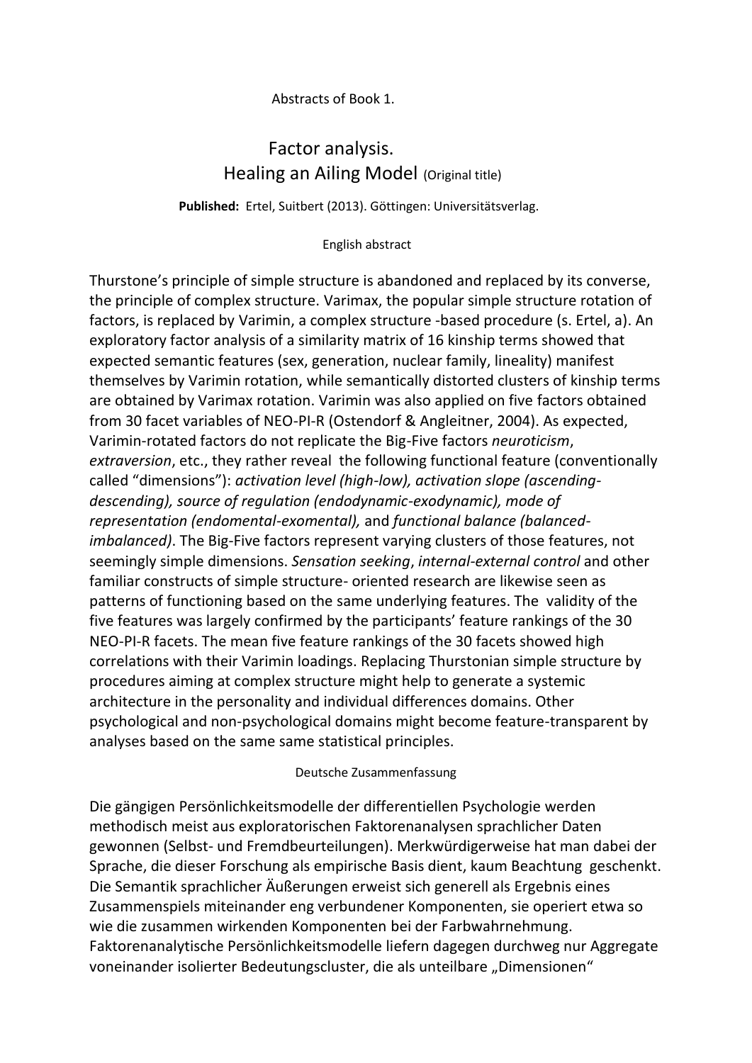Abstracts of Book 1.

# Factor analysis. Healing an Ailing Model (Original title)

**Published:** Ertel, Suitbert (2013). Göttingen: Universitätsverlag.

English abstract

Thurstone's principle of simple structure is abandoned and replaced by its converse, the principle of complex structure. Varimax, the popular simple structure rotation of factors, is replaced by Varimin, a complex structure -based procedure (s. Ertel, a). An exploratory factor analysis of a similarity matrix of 16 kinship terms showed that expected semantic features (sex, generation, nuclear family, lineality) manifest themselves by Varimin rotation, while semantically distorted clusters of kinship terms are obtained by Varimax rotation. Varimin was also applied on five factors obtained from 30 facet variables of NEO-PI-R (Ostendorf & Angleitner, 2004). As expected, Varimin-rotated factors do not replicate the Big-Five factors *neuroticism*, *extraversion*, etc., they rather reveal the following functional feature (conventionally called "dimensions"): *activation level (high-low), activation slope (ascending-descending), source of regulation (endodynamic-exodynamic), mode of representation (endomental-exomental),* and *functional balance (balanced-imbalanced)*. The Big-Five factors represent varying clusters of those features, not seemingly simple dimensions. *Sensation seeking*, *internal-external control* and other familiar constructs of simple structure- oriented research are likewise seen as patterns of functioning based on the same underlying features. The validity of the five features was largely confirmed by the participants' feature rankings of the 30 NEO-PI-R facets. The mean five feature rankings of the 30 facets showed high correlations with their Varimin loadings. Replacing Thurstonian simple structure by procedures aiming at complex structure might help to generate a systemic architecture in the personality and individual differences domains. Other psychological and non-psychological domains might become feature-transparent by analyses based on the same same statistical principles.

Deutsche Zusammenfassung

Die gängigen Persönlichkeitsmodelle der differentiellen Psychologie werden methodisch meist aus exploratorischen Faktorenanalysen sprachlicher Daten gewonnen (Selbst- und Fremdbeurteilungen). Merkwürdigerweise hat man dabei der Sprache, die dieser Forschung als empirische Basis dient, kaum Beachtung geschenkt. Die Semantik sprachlicher Äußerungen erweist sich generell als Ergebnis eines Zusammenspiels miteinander eng verbundener Komponenten, sie operiert etwa so wie die zusammen wirkenden Komponenten bei der Farbwahrnehmung. Faktorenanalytische Persönlichkeitsmodelle liefern dagegen durchweg nur Aggregate voneinander isolierter Bedeutungscluster, die als unteilbare „Dimensionen"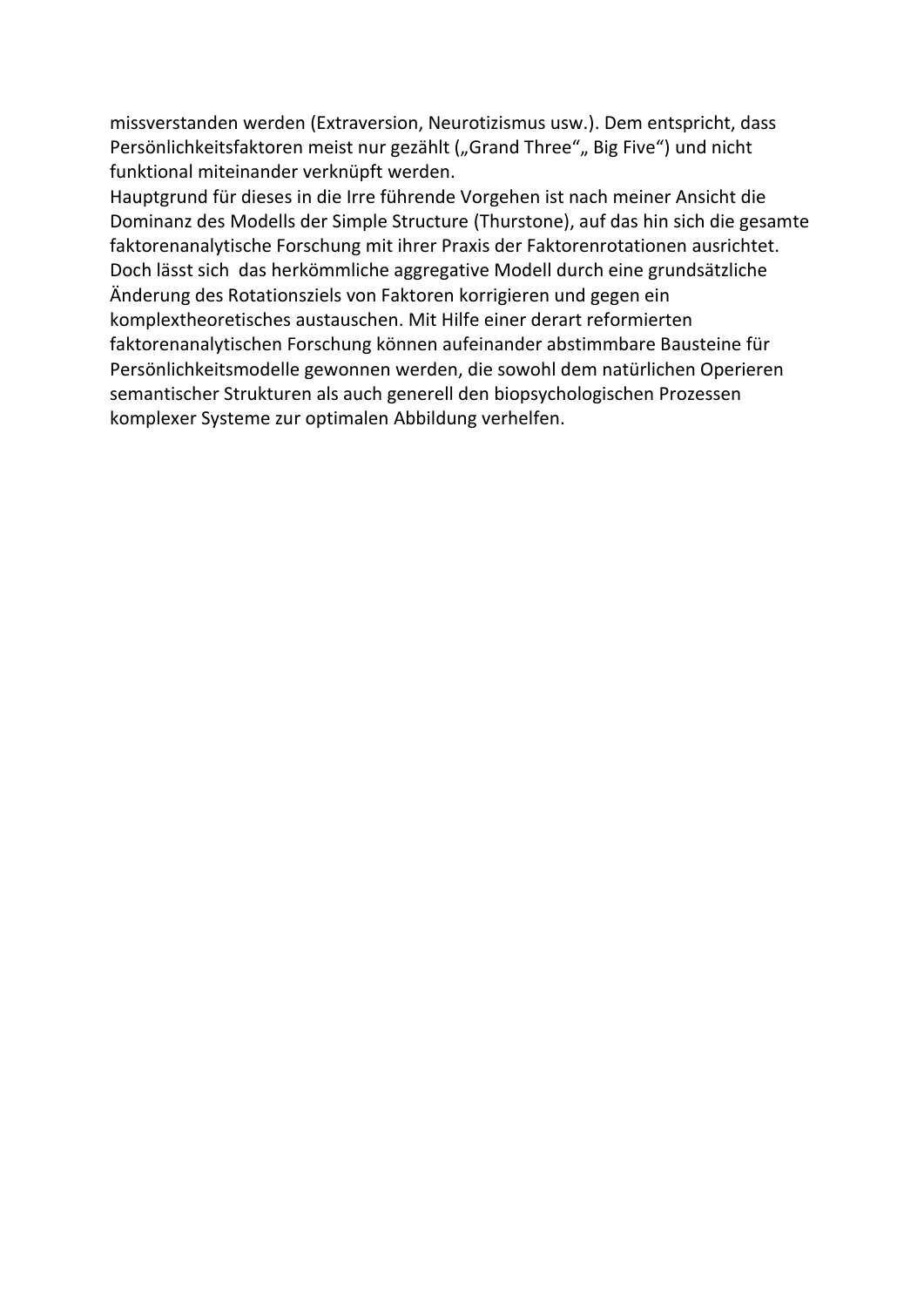missverstanden werden (Extraversion, Neurotizismus usw.). Dem entspricht, dass Persönlichkeitsfaktoren meist nur gezählt („Grand Three"„ Big Five") und nicht funktional miteinander verknüpft werden.
Hauptgrund für dieses in die Irre führende Vorgehen ist nach meiner Ansicht die Dominanz des Modells der Simple Structure (Thurstone), auf das hin sich die gesamte faktorenanalytische Forschung mit ihrer Praxis der Faktorenrotationen ausrichtet. Doch lässt sich das herkömmliche aggregative Modell durch eine grundsätzliche Änderung des Rotationsziels von Faktoren korrigieren und gegen ein komplextheoretisches austauschen. Mit Hilfe einer derart reformierten faktorenanalytischen Forschung können aufeinander abstimmbare Bausteine für Persönlichkeitsmodelle gewonnen werden, die sowohl dem natürlichen Operieren semantischer Strukturen als auch generell den biopsychologischen Prozessen komplexer Systeme zur optimalen Abbildung verhelfen.